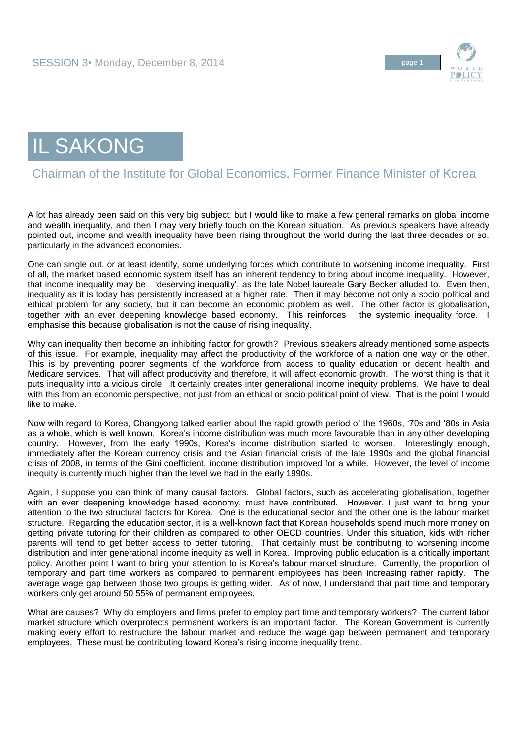# IL SAKONG

## Chairman of the Institute for Global Economics, Former Finance Minister of Korea

A lot has already been said on this very big subject, but I would like to make a few general remarks on global income and wealth inequality, and then I may very briefly touch on the Korean situation. As previous speakers have already pointed out, income and wealth inequality have been rising throughout the world during the last three decades or so, particularly in the advanced economies.

One can single out, or at least identify, some underlying forces which contribute to worsening income inequality. First of all, the market based economic system itself has an inherent tendency to bring about income inequality. However, that income inequality may be 'deserving inequality', as the late Nobel laureate Gary Becker alluded to. Even then, inequality as it is today has persistently increased at a higher rate. Then it may become not only a socio political and ethical problem for any society, but it can become an economic problem as well. The other factor is globalisation, together with an ever deepening knowledge based economy. This reinforces the systemic inequality force. I emphasise this because globalisation is not the cause of rising inequality.

Why can inequality then become an inhibiting factor for growth? Previous speakers already mentioned some aspects of this issue. For example, inequality may affect the productivity of the workforce of a nation one way or the other. This is by preventing poorer segments of the workforce from access to quality education or decent health and Medicare services. That will affect productivity and therefore, it will affect economic growth. The worst thing is that it puts inequality into a vicious circle. It certainly creates inter generational income inequity problems. We have to deal with this from an economic perspective, not just from an ethical or socio political point of view. That is the point I would like to make.

Now with regard to Korea, Changyong talked earlier about the rapid growth period of the 1960s, '70s and '80s in Asia as a whole, which is well known. Korea's income distribution was much more favourable than in any other developing country. However, from the early 1990s, Korea's income distribution started to worsen. Interestingly enough, immediately after the Korean currency crisis and the Asian financial crisis of the late 1990s and the global financial crisis of 2008, in terms of the Gini coefficient, income distribution improved for a while. However, the level of income inequity is currently much higher than the level we had in the early 1990s.

Again, I suppose you can think of many causal factors. Global factors, such as accelerating globalisation, together with an ever deepening knowledge based economy, must have contributed. However, I just want to bring your attention to the two structural factors for Korea. One is the educational sector and the other one is the labour market structure. Regarding the education sector, it is a well-known fact that Korean households spend much more money on getting private tutoring for their children as compared to other OECD countries. Under this situation, kids with richer parents will tend to get better access to better tutoring. That certainly must be contributing to worsening income distribution and inter generational income inequity as well in Korea. Improving public education is a critically important policy. Another point I want to bring your attention to is Korea's labour market structure. Currently, the proportion of temporary and part time workers as compared to permanent employees has been increasing rather rapidly. The average wage gap between those two groups is getting wider. As of now, I understand that part time and temporary workers only get around 50 55% of permanent employees.

What are causes? Why do employers and firms prefer to employ part time and temporary workers? The current labor market structure which overprotects permanent workers is an important factor. The Korean Government is currently making every effort to restructure the labour market and reduce the wage gap between permanent and temporary employees. These must be contributing toward Korea's rising income inequality trend.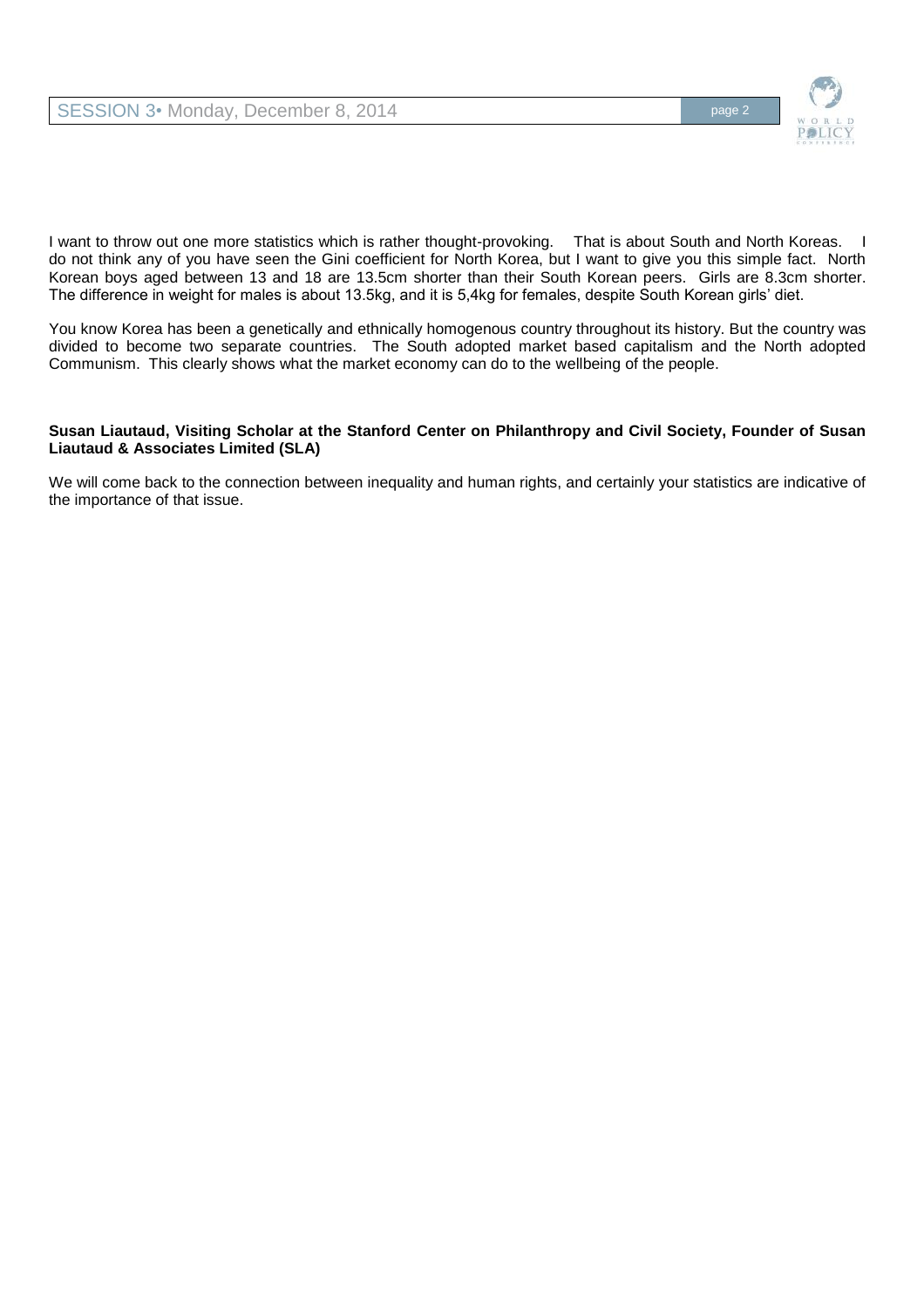I want to throw out one more statistics which is rather thought-provoking. That is about South and North Koreas. I do not think any of you have seen the Gini coefficient for North Korea, but I want to give you this simple fact. North Korean boys aged between 13 and 18 are 13.5cm shorter than their South Korean peers. Girls are 8.3cm shorter. The difference in weight for males is about 13.5kg, and it is 5,4kg for females, despite South Korean girls' diet.

You know Korea has been a genetically and ethnically homogenous country throughout its history. But the country was divided to become two separate countries. The South adopted market based capitalism and the North adopted Communism. This clearly shows what the market economy can do to the wellbeing of the people.

**Susan Liautaud, Visiting Scholar at the Stanford Center on Philanthropy and Civil Society, Founder of Susan Liautaud & Associates Limited (SLA)**

We will come back to the connection between inequality and human rights, and certainly your statistics are indicative of the importance of that issue.